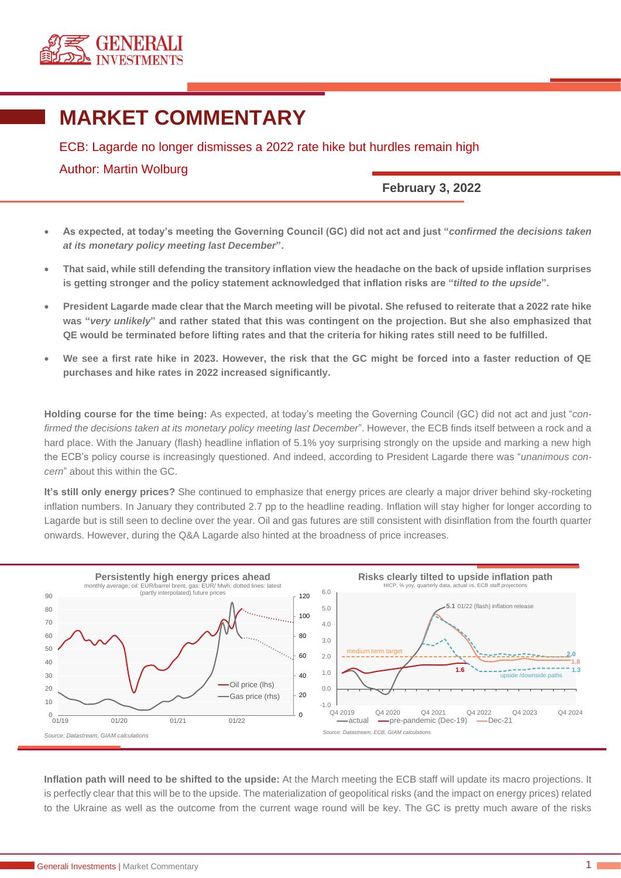# MARKET COMMENTARY

ECB: Lagarde no longer dismisses a 2022 rate hike but hurdles remain high

Author: Martin Wolburg

**February 3, 2022**

- **As expected, at today's meeting the Governing Council (GC) did not act and just "*confirmed the decisions taken at its monetary policy meeting last December*".**
- **That said, while still defending the transitory inflation view the headache on the back of upside inflation surprises is getting stronger and the policy statement acknowledged that inflation risks are "*tilted to the upside*".**
- **President Lagarde made clear that the March meeting will be pivotal. She refused to reiterate that a 2022 rate hike was "*very unlikely*" and rather stated that this was contingent on the projection. But she also emphasized that QE would be terminated before lifting rates and that the criteria for hiking rates still need to be fulfilled.**
- **We see a first rate hike in 2023. However, the risk that the GC might be forced into a faster reduction of QE purchases and hike rates in 2022 increased significantly.**

**Holding course for the time being:** As expected, at today's meeting the Governing Council (GC) did not act and just "*confirmed the decisions taken at its monetary policy meeting last December*". However, the ECB finds itself between a rock and a hard place. With the January (flash) headline inflation of 5.1% yoy surprising strongly on the upside and marking a new high the ECB's policy course is increasingly questioned. And indeed, according to President Lagarde there was "*unanimous concern*" about this within the GC.

**It's still only energy prices?** She continued to emphasize that energy prices are clearly a major driver behind sky-rocketing inflation numbers. In January they contributed 2.7 pp to the headline reading. Inflation will stay higher for longer according to Lagarde but is still seen to decline over the year. Oil and gas futures are still consistent with disinflation from the fourth quarter onwards. However, during the Q&A Lagarde also hinted at the broadness of price increases.

**Persistently high energy prices ahead**
monthly average; oil: EUR/barrel brent, gas: EUR/ Mwh; dotted lines: latest (partly interpolated) future prices

*Source: Datastream, GIAM calculations*

**Risks clearly tilted to upside inflation path**
HICP, % yoy, quarterly data, actual vs. ECB staff projections

*Source: Datastream, ECB, GIAM calculations*

**Inflation path will need to be shifted to the upside:** At the March meeting the ECB staff will update its macro projections. It is perfectly clear that this will be to the upside. The materialization of geopolitical risks (and the impact on energy prices) related to the Ukraine as well as the outcome from the current wage round will be key. The GC is pretty much aware of the risks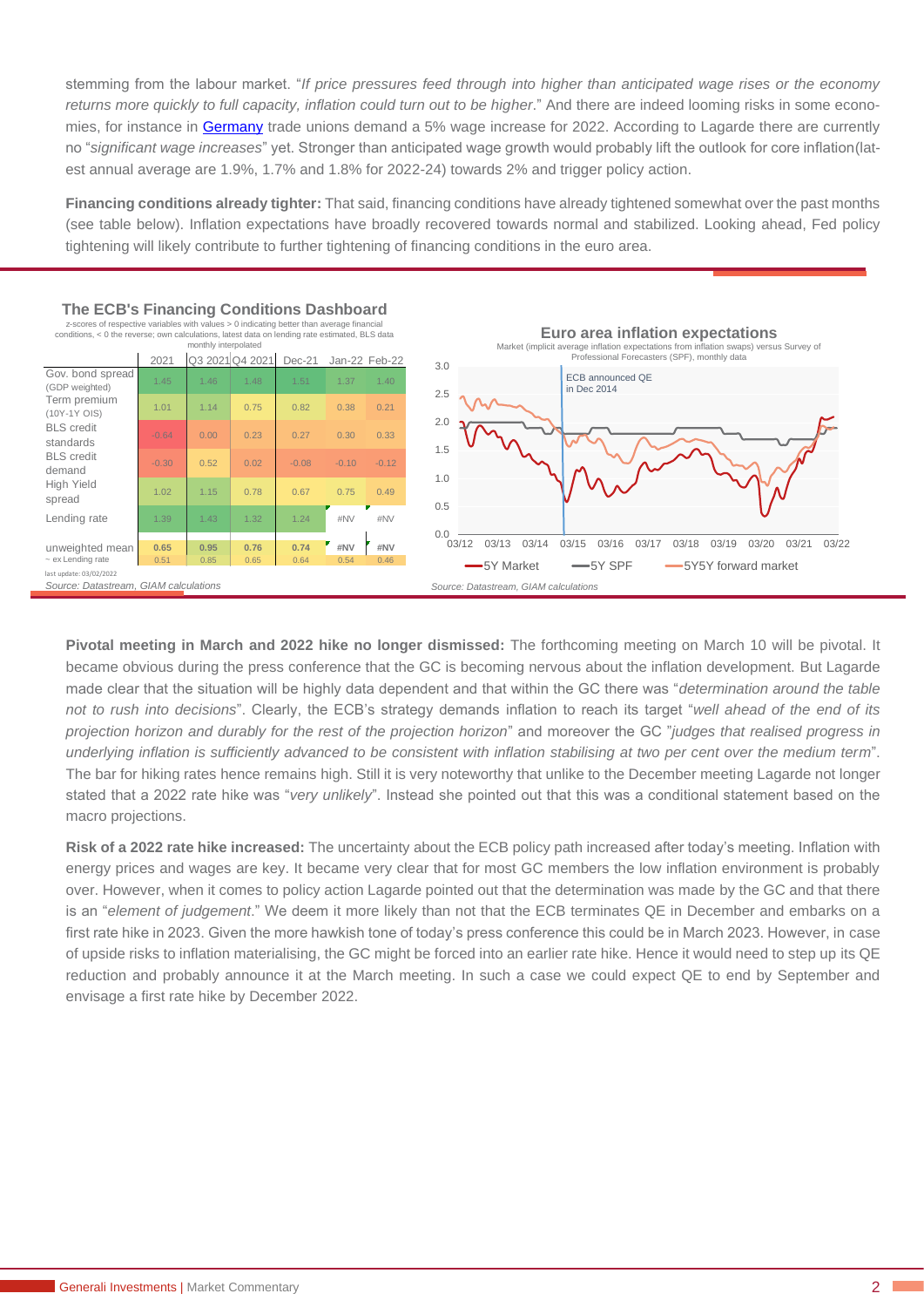stemming from the labour market. "*If price pressures feed through into higher than anticipated wage rises or the economy returns more quickly to full capacity, inflation could turn out to be higher*." And there are indeed looming risks in some economies, for instance in Germany trade unions demand a 5% wage increase for 2022. According to Lagarde there are currently no "*significant wage increases*" yet. Stronger than anticipated wage growth would probably lift the outlook for core inflation (latest annual average are 1.9%, 1.7% and 1.8% for 2022-24) towards 2% and trigger policy action.

**Financing conditions already tighter:** That said, financing conditions have already tightened somewhat over the past months (see table below). Inflation expectations have broadly recovered towards normal and stabilized. Looking ahead, Fed policy tightening will likely contribute to further tightening of financing conditions in the euro area.

**The ECB's Financing Conditions Dashboard**

z-scores of respective variables with values > 0 indicating better than average financial conditions, < 0 the reverse; own calculations, latest data on lending rate estimated, BLS data monthly interpolated

| | 2021 | Q3 2021 | Q4 2021 | Dec-21 | Jan-22 | Feb-22 |
|---|---|---|---|---|---|---|
| Gov. bond spread (GDP weighted) | 1.45 | 1.46 | 1.48 | 1.51 | 1.37 | 1.40 |
| Term premium (10Y-1Y OIS) | 1.01 | 1.14 | 0.75 | 0.82 | 0.38 | 0.21 |
| BLS credit standards | -0.64 | 0.00 | 0.23 | 0.27 | 0.30 | 0.33 |
| BLS credit demand | -0.30 | 0.52 | 0.02 | -0.08 | -0.10 | -0.12 |
| High Yield spread | 1.02 | 1.15 | 0.78 | 0.67 | 0.75 | 0.49 |
| Lending rate | 1.39 | 1.43 | 1.32 | 1.24 | #NV | #NV |
| unweighted mean | **0.65** | **0.95** | **0.76** | **0.74** | **#NV** | **#NV** |
| ~ ex Lending rate | 0.51 | 0.85 | 0.65 | 0.64 | 0.54 | 0.46 |

last update: 03/02/2022

*Source: Datastream, GIAM calculations*

**Euro area inflation expectations**

Market (implicit average inflation expectations from inflation swaps) versus Survey of Professional Forecasters (SPF), monthly data

*Source: Datastream, GIAM calculations*

**Pivotal meeting in March and 2022 hike no longer dismissed:** The forthcoming meeting on March 10 will be pivotal. It became obvious during the press conference that the GC is becoming nervous about the inflation development. But Lagarde made clear that the situation will be highly data dependent and that within the GC there was "*determination around the table not to rush into decisions*". Clearly, the ECB's strategy demands inflation to reach its target "*well ahead of the end of its projection horizon and durably for the rest of the projection horizon*" and moreover the GC "*judges that realised progress in underlying inflation is sufficiently advanced to be consistent with inflation stabilising at two per cent over the medium term*". The bar for hiking rates hence remains high. Still it is very noteworthy that unlike to the December meeting Lagarde not longer stated that a 2022 rate hike was "*very unlikely*". Instead she pointed out that this was a conditional statement based on the macro projections.

**Risk of a 2022 rate hike increased:** The uncertainty about the ECB policy path increased after today's meeting. Inflation with energy prices and wages are key. It became very clear that for most GC members the low inflation environment is probably over. However, when it comes to policy action Lagarde pointed out that the determination was made by the GC and that there is an "*element of judgement*." We deem it more likely than not that the ECB terminates QE in December and embarks on a first rate hike in 2023. Given the more hawkish tone of today's press conference this could be in March 2023. However, in case of upside risks to inflation materialising, the GC might be forced into an earlier rate hike. Hence it would need to step up its QE reduction and probably announce it at the March meeting. In such a case we could expect QE to end by September and envisage a first rate hike by December 2022.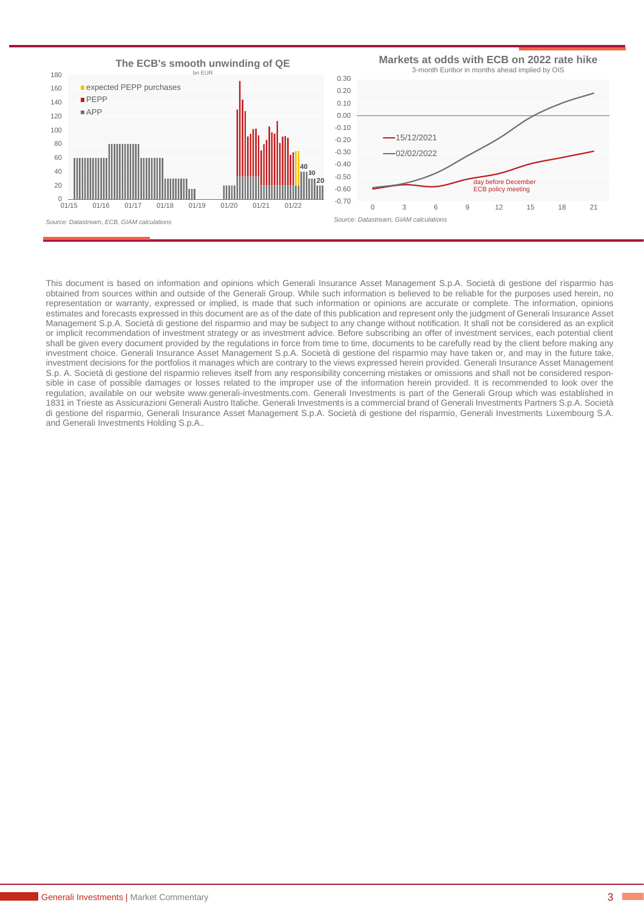**The ECB's smooth unwinding of QE**

bn EUR

expected PEPP purchases
PEPP
APP

180
160
140
120
100
80
60
40
20
0

01/15 01/16 01/17 01/18 01/19 01/20 01/21 01/22

40
30
20

*Source: Datastream, ECB, GIAM calculations*

**Markets at odds with ECB on 2022 rate hike**

3-month Euribor in months ahead implied by OIS

0.30
0.20
0.10
0.00
-0.10
-0.20
-0.30
-0.40
-0.50
-0.60
-0.70

0 3 6 9 12 15 18 21

15/12/2021
02/02/2022

day before December ECB policy meeting

*Source: Datastream, GIAM calculations*

This document is based on information and opinions which Generali Insurance Asset Management S.p.A. Società di gestione del risparmio has obtained from sources within and outside of the Generali Group. While such information is believed to be reliable for the purposes used herein, no representation or warranty, expressed or implied, is made that such information or opinions are accurate or complete. The information, opinions estimates and forecasts expressed in this document are as of the date of this publication and represent only the judgment of Generali Insurance Asset Management S.p.A. Società di gestione del risparmio and may be subject to any change without notification. It shall not be considered as an explicit or implicit recommendation of investment strategy or as investment advice. Before subscribing an offer of investment services, each potential client shall be given every document provided by the regulations in force from time to time, documents to be carefully read by the client before making any investment choice. Generali Insurance Asset Management S.p.A. Società di gestione del risparmio may have taken or, and may in the future take, investment decisions for the portfolios it manages which are contrary to the views expressed herein provided. Generali Insurance Asset Management S.p. A. Società di gestione del risparmio relieves itself from any responsibility concerning mistakes or omissions and shall not be considered responsible in case of possible damages or losses related to the improper use of the information herein provided. It is recommended to look over the regulation, available on our website www.generali-investments.com. Generali Investments is part of the Generali Group which was established in 1831 in Trieste as Assicurazioni Generali Austro Italiche. Generali Investments is a commercial brand of Generali Investments Partners S.p.A. Società di gestione del risparmio, Generali Insurance Asset Management S.p.A. Società di gestione del risparmio, Generali Investments Luxembourg S.A. and Generali Investments Holding S.p.A..